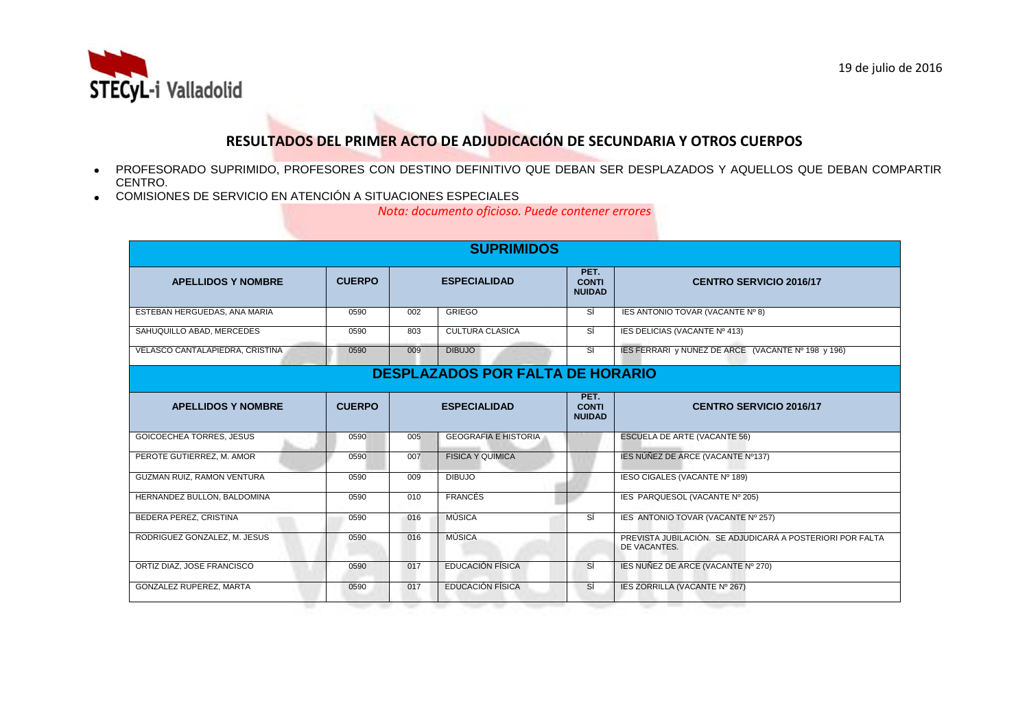19 de julio de 2016

## RESULTADOS DEL PRIMER ACTO DE ADJUDICACIÓN DE SECUNDARIA Y OTROS CUERPOS

- PROFESORADO SUPRIMIDO, PROFESORES CON DESTINO DEFINITIVO QUE DEBAN SER DESPLAZADOS Y AQUELLOS QUE DEBAN COMPARTIR CENTRO.
- COMISIONES DE SERVICIO EN ATENCIÓN A SITUACIONES ESPECIALES

*Nota: documento oficioso. Puede contener errores*

| SUPRIMIDOS | | | | | |
|---|---|---|---|---|---|
| **APELLIDOS Y NOMBRE** | **CUERPO** | **ESPECIALIDAD** | | **PET. CONTI NUIDAD** | **CENTRO SERVICIO 2016/17** |
| ESTEBAN HERGUEDAS, ANA MARIA | 0590 | 002 | GRIEGO | SÍ | IES ANTONIO TOVAR (VACANTE Nº 8) |
| SAHUQUILLO ABAD, MERCEDES | 0590 | 803 | CULTURA CLASICA | SÍ | IES DELICIAS (VACANTE Nº 413) |
| VELASCO CANTALAPIEDRA, CRISTINA | 0590 | 009 | DIBUJO | SI | IES FERRARI y NUÑEZ DE ARCE (VACANTE Nº 198 y 196) |
| **DESPLAZADOS POR FALTA DE HORARIO** | | | | | |
| **APELLIDOS Y NOMBRE** | **CUERPO** | **ESPECIALIDAD** | | **PET. CONTI NUIDAD** | **CENTRO SERVICIO 2016/17** |
| GOICOECHEA TORRES, JESUS | 0590 | 005 | GEOGRAFIA E HISTORIA | | ESCUELA DE ARTE (VACANTE 56) |
| PEROTE GUTIERREZ, M. AMOR | 0590 | 007 | FISICA Y QUIMICA | | IES NÚÑEZ DE ARCE (VACANTE Nº137) |
| GUZMAN RUIZ, RAMON VENTURA | 0590 | 009 | DIBUJO | | IESO CIGALES (VACANTE Nº 189) |
| HERNANDEZ BULLON, BALDOMINA | 0590 | 010 | FRANCÉS | | IES PARQUESOL (VACANTE Nº 205) |
| BEDERA PEREZ, CRISTINA | 0590 | 016 | MÚSICA | SÍ | IES ANTONIO TOVAR (VACANTE Nº 257) |
| RODRIGUEZ GONZALEZ, M. JESUS | 0590 | 016 | MÚSICA | | PREVISTA JUBILACIÓN. SE ADJUDICARÁ A POSTERIORI POR FALTA DE VACANTES. |
| ORTIZ DIAZ, JOSE FRANCISCO | 0590 | 017 | EDUCACIÓN FÍSICA | SÍ | IES NUÑEZ DE ARCE (VACANTE Nº 270) |
| GONZALEZ RUPEREZ, MARTA | 0590 | 017 | EDUCACIÓN FÍSICA | SÍ | IES ZORRILLA (VACANTE Nº 267) |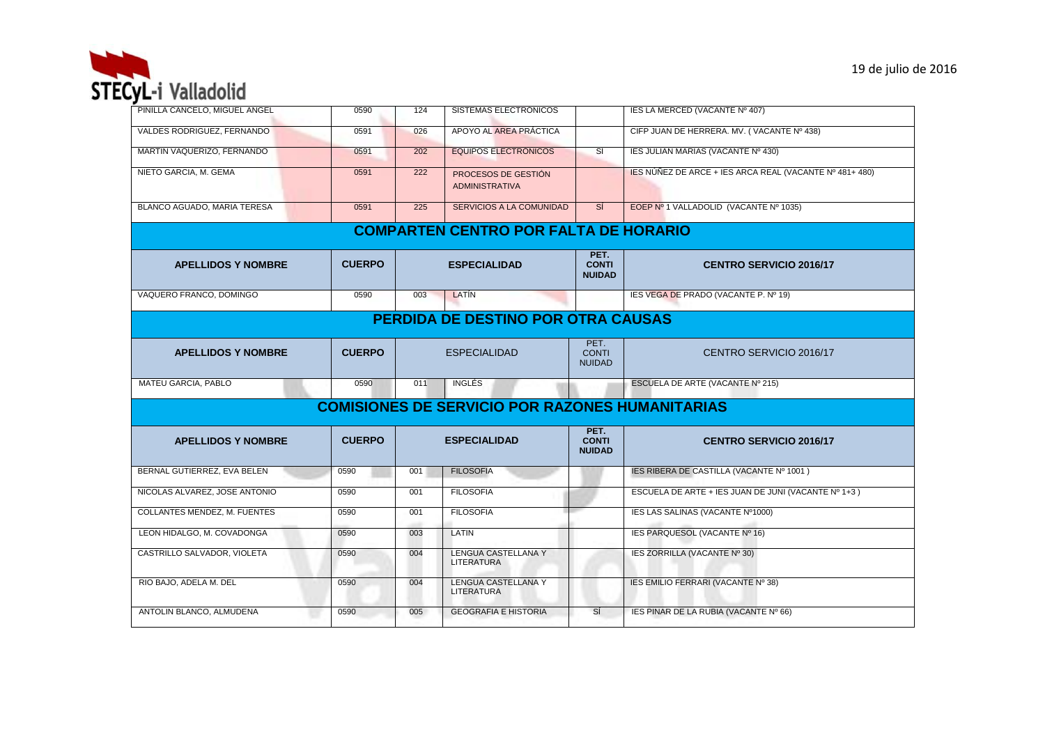| | | | | | |
|---|---|---|---|---|---|
| PINILLA CANCELO, MIGUEL ANGEL | 0590 | 124 | SISTEMAS ELECTRÓNICOS | | IES LA MERCED (VACANTE Nº 407) |
| VALDES RODRIGUEZ, FERNANDO | 0591 | 026 | APOYO AL AREA PRÁCTICA | | CIFP JUAN DE HERRERA. MV. ( VACANTE Nº 438) |
| MARTIN VAQUERIZO, FERNANDO | 0591 | 202 | EQUIPOS ELECTRONICOS | SI | IES JULIAN MARIAS (VACANTE Nº 430) |
| NIETO GARCIA, M. GEMA | 0591 | 222 | PROCESOS DE GESTIÓN ADMINISTRATIVA | | IES NUÑEZ DE ARCE + IES ARCA REAL (VACANTE Nº 481+ 480) |
| BLANCO AGUADO, MARIA TERESA | 0591 | 225 | SERVICIOS A LA COMUNIDAD | SÍ | EOEP Nº 1 VALLADOLID (VACANTE Nº 1035) |

## COMPARTEN CENTRO POR FALTA DE HORARIO

| APELLIDOS Y NOMBRE | CUERPO | ESPECIALIDAD | | PET. CONTI NUIDAD | CENTRO SERVICIO 2016/17 |
|---|---|---|---|---|---|
| VAQUERO FRANCO, DOMINGO | 0590 | 003 | LATÍN | | IES VEGA DE PRADO (VACANTE P. Nº 19) |

## PERDIDA DE DESTINO POR OTRA CAUSAS

| APELLIDOS Y NOMBRE | CUERPO | ESPECIALIDAD | | PET. CONTI NUIDAD | CENTRO SERVICIO 2016/17 |
|---|---|---|---|---|---|
| MATEU GARCIA, PABLO | 0590 | 011 | INGLÉS | | ESCUELA DE ARTE (VACANTE Nº 215) |

## COMISIONES DE SERVICIO POR RAZONES HUMANITARIAS

| APELLIDOS Y NOMBRE | CUERPO | ESPECIALIDAD | | PET. CONTI NUIDAD | CENTRO SERVICIO 2016/17 |
|---|---|---|---|---|---|
| BERNAL GUTIERREZ, EVA BELEN | 0590 | 001 | FILOSOFIA | | IES RIBERA DE CASTILLA (VACANTE Nº 1001 ) |
| NICOLAS ALVAREZ, JOSE ANTONIO | 0590 | 001 | FILOSOFIA | | ESCUELA DE ARTE + IES JUAN DE JUNI (VACANTE Nº 1+3 ) |
| COLLANTES MENDEZ, M. FUENTES | 0590 | 001 | FILOSOFIA | | IES LAS SALINAS (VACANTE Nº1000) |
| LEON HIDALGO, M. COVADONGA | 0590 | 003 | LATIN | | IES PARQUESOL (VACANTE Nº 16) |
| CASTRILLO SALVADOR, VIOLETA | 0590 | 004 | LENGUA CASTELLANA Y LITERATURA | | IES ZORRILLA (VACANTE Nº 30) |
| RIO BAJO, ADELA M. DEL | 0590 | 004 | LENGUA CASTELLANA Y LITERATURA | | IES EMILIO FERRARI (VACANTE Nº 38) |
| ANTOLIN BLANCO, ALMUDENA | 0590 | 005 | GEOGRAFIA E HISTORIA | SÍ | IES PINAR DE LA RUBIA (VACANTE Nº 66) |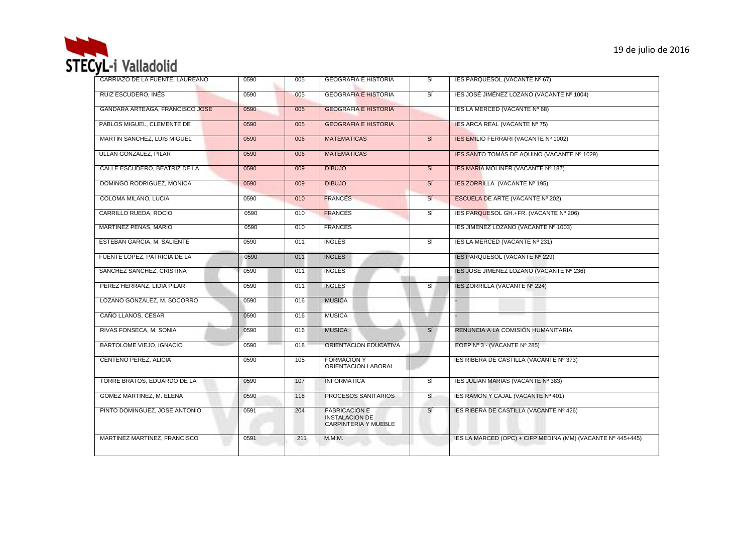| | | | | | |
|---|---|---|---|---|---|
| CARRIAZO DE LA FUENTE, LAUREANO | 0590 | 005 | GEOGRAFIA E HISTORIA | SI | IES PARQUESOL (VACANTE Nº 67) |
| RUIZ ESCUDERO, INÉS | 0590 | 005 | GEOGRAFIA E HISTORIA | SÍ | IES JOSÉ JIMÉNEZ LOZANO (VACANTE Nº 1004) |
| GANDARA ARTEAGA, FRANCISCO JOSE | 0590 | 005 | GEOGRAFIA E HISTORIA | | IES LA MERCED (VACANTE Nº 68) |
| PABLOS MIGUEL, CLEMENTE DE | 0590 | 005 | GEOGRAFIA E HISTORIA | | IES ARCA REAL (VACANTE Nº 75) |
| MARTIN SANCHEZ, LUIS MIGUEL | 0590 | 006 | MATEMATICAS | SI | IES EMILIO FERRARI (VACANTE Nº 1002) |
| ULLAN GONZALEZ, PILAR | 0590 | 006 | MATEMATICAS | | IES SANTO TOMÁS DE AQUINO (VACANTE Nº 1029) |
| CALLE ESCUDERO, BEATRIZ DE LA | 0590 | 009 | DIBUJO | SI | IES MARIA MOLINER (VACANTE Nº 187) |
| DOMINGO RODRIGUEZ, MONICA | 0590 | 009 | DIBUJO | SÍ | IES ZORRILLA (VACANTE Nº 195) |
| COLOMA MILANO, LUCIA | 0590 | 010 | FRANCÉS | SÍ | ESCUELA DE ARTE (VACANTE Nº 202) |
| CARRILLO RUEDA, ROCIO | 0590 | 010 | FRANCÉS | SÍ | IES PARQUESOL GH.+FR. (VACANTE Nº 206) |
| MARTINEZ PEÑAS, MARIO | 0590 | 010 | FRANCES | | IES JIMENEZ LOZANO (VACANTE Nº 1003) |
| ESTEBAN GARCIA, M. SALIENTE | 0590 | 011 | INGLÉS | SÍ | IES LA MERCED (VACANTE Nº 231) |
| FUENTE LOPEZ, PATRICIA DE LA | 0590 | 011 | INGLÉS | | IES PARQUESOL (VACANTE Nº 229) |
| SANCHEZ SANCHEZ, CRISTINA | 0590 | 011 | INGLÉS | | IES JOSÉ JIMÉNEZ LOZANO (VACANTE Nº 236) |
| PEREZ HERRANZ, LIDIA PILAR | 0590 | 011 | INGLÉS | SÍ | IES ZORRILLA (VACANTE Nº 224) |
| LOZANO GONZALEZ, M. SOCORRO | 0590 | 016 | MUSICA | | - |
| CAÑO LLANOS, CESAR | 0590 | 016 | MUSICA | | - |
| RIVAS FONSECA, M. SONIA | 0590 | 016 | MUSICA | SÍ | RENUNCIA A LA COMISIÓN HUMANITARIA |
| BARTOLOME VIEJO, IGNACIO | 0590 | 018 | ORIENTACION EDUCATIVA | | EOEP Nº 3 - (VACANTE Nº 285) |
| CENTENO PEREZ, ALICIA | 0590 | 105 | FORMACION Y ORIENTACION LABORAL | | IES RIBERA DE CASTILLA (VACANTE Nº 373) |
| TORRE BRATOS, EDUARDO DE LA | 0590 | 107 | INFORMATICA | SÍ | IES JULIAN MARIAS (VACANTE Nº 383) |
| GOMEZ MARTINEZ, M. ELENA | 0590 | 118 | PROCESOS SANITARIOS | SÍ | IES RAMON Y CAJAL (VACANTE Nº 401) |
| PINTO DOMINGUEZ, JOSE ANTONIO | 0591 | 204 | FABRICACION E INSTALACION DE CARPINTERIA Y MUEBLE | SÍ | IES RIBERA DE CASTILLA (VACANTE Nº 426) |
| MARTINEZ MARTINEZ, FRANCISCO | 0591 | 211 | M.M.M. | | IES LA MARCED (OPC) + CIFP MEDINA (MM) (VACANTE Nº 445+445) |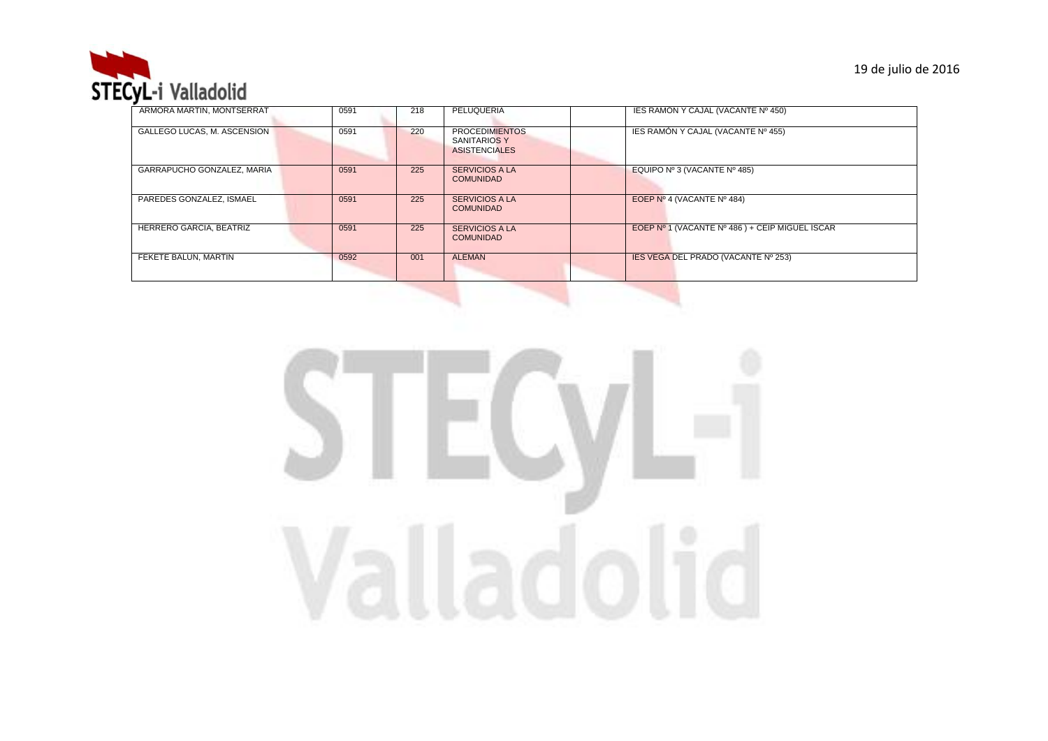| | | | | | |
|---|---|---|---|---|---|
| ARMORA MARTIN, MONTSERRAT | 0591 | 218 | PELUQUERIA | | IES RAMON Y CAJAL (VACANTE Nº 450) |
| GALLEGO LUCAS, M. ASCENSION | 0591 | 220 | PROCEDIMIENTOS SANITARIOS Y ASISTENCIALES | | IES RAMÓN Y CAJAL (VACANTE Nº 455) |
| GARRAPUCHO GONZALEZ, MARIA | 0591 | 225 | SERVICIOS A LA COMUNIDAD | | EQUIPO Nº 3 (VACANTE Nº 485) |
| PAREDES GONZALEZ, ISMAEL | 0591 | 225 | SERVICIOS A LA COMUNIDAD | | EOEP Nº 4 (VACANTE Nº 484) |
| HERRERO GARCIA, BEATRIZ | 0591 | 225 | SERVICIOS A LA COMUNIDAD | | EOEP Nº 1 (VACANTE Nº 486 ) + CEIP MIGUEL ISCAR |
| FEKETE BALUN, MARTIN | 0592 | 001 | ALEMAN | | IES VEGA DEL PRADO (VACANTE Nº 253) |